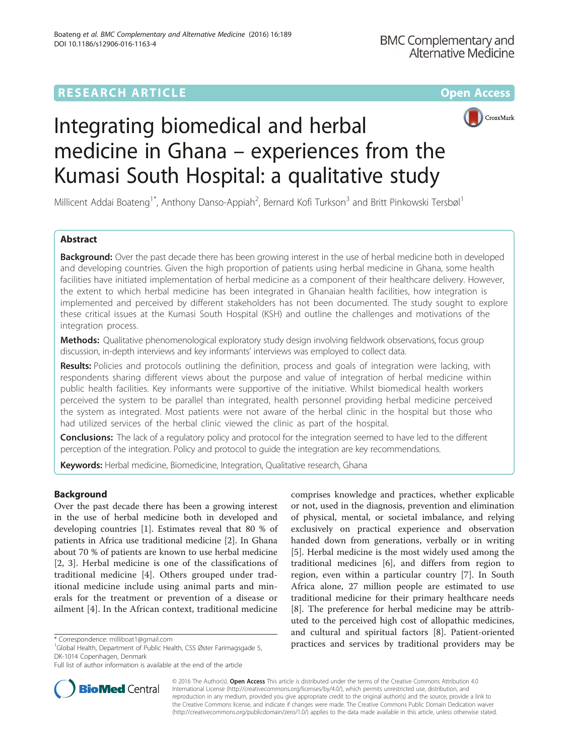**RESEARCH ARTICLE** **Open Access**

# Integrating biomedical and herbal medicine in Ghana – experiences from the Kumasi South Hospital: a qualitative study

Millicent Addai Boateng[1*], Anthony Danso-Appiah[2], Bernard Kofi Turkson[3] and Britt Pinkowski Tersbøl[1]

## Abstract

**Background:** Over the past decade there has been growing interest in the use of herbal medicine both in developed and developing countries. Given the high proportion of patients using herbal medicine in Ghana, some health facilities have initiated implementation of herbal medicine as a component of their healthcare delivery. However, the extent to which herbal medicine has been integrated in Ghanaian health facilities, how integration is implemented and perceived by different stakeholders has not been documented. The study sought to explore these critical issues at the Kumasi South Hospital (KSH) and outline the challenges and motivations of the integration process.

**Methods:** Qualitative phenomenological exploratory study design involving fieldwork observations, focus group discussion, in-depth interviews and key informants' interviews was employed to collect data.

**Results:** Policies and protocols outlining the definition, process and goals of integration were lacking, with respondents sharing different views about the purpose and value of integration of herbal medicine within public health facilities. Key informants were supportive of the initiative. Whilst biomedical health workers perceived the system to be parallel than integrated, health personnel providing herbal medicine perceived the system as integrated. Most patients were not aware of the herbal clinic in the hospital but those who had utilized services of the herbal clinic viewed the clinic as part of the hospital.

**Conclusions:** The lack of a regulatory policy and protocol for the integration seemed to have led to the different perception of the integration. Policy and protocol to guide the integration are key recommendations.

**Keywords:** Herbal medicine, Biomedicine, Integration, Qualitative research, Ghana

## Background

Over the past decade there has been a growing interest in the use of herbal medicine both in developed and developing countries [1]. Estimates reveal that 80 % of patients in Africa use traditional medicine [2]. In Ghana about 70 % of patients are known to use herbal medicine [2, 3]. Herbal medicine is one of the classifications of traditional medicine [4]. Others grouped under traditional medicine include using animal parts and minerals for the treatment or prevention of a disease or ailment [4]. In the African context, traditional medicine comprises knowledge and practices, whether explicable or not, used in the diagnosis, prevention and elimination of physical, mental, or societal imbalance, and relying exclusively on practical experience and observation handed down from generations, verbally or in writing [5]. Herbal medicine is the most widely used among the traditional medicines [6], and differs from region to region, even within a particular country [7]. In South Africa alone, 27 million people are estimated to use traditional medicine for their primary healthcare needs [8]. The preference for herbal medicine may be attributed to the perceived high cost of allopathic medicines, and cultural and spiritual factors [8]. Patient-oriented practices and services by traditional providers may be

\* Correspondence: milliboat1@gmail.com
[1]Global Health, Department of Public Health, CSS Øster Farimagsgade 5, DK-1014 Copenhagen, Denmark
Full list of author information is available at the end of the article

© 2016 The Author(s). **Open Access** This article is distributed under the terms of the Creative Commons Attribution 4.0 International License (http://creativecommons.org/licenses/by/4.0/), which permits unrestricted use, distribution, and reproduction in any medium, provided you give appropriate credit to the original author(s) and the source, provide a link to the Creative Commons license, and indicate if changes were made. The Creative Commons Public Domain Dedication waiver (http://creativecommons.org/publicdomain/zero/1.0/) applies to the data made available in this article, unless otherwise stated.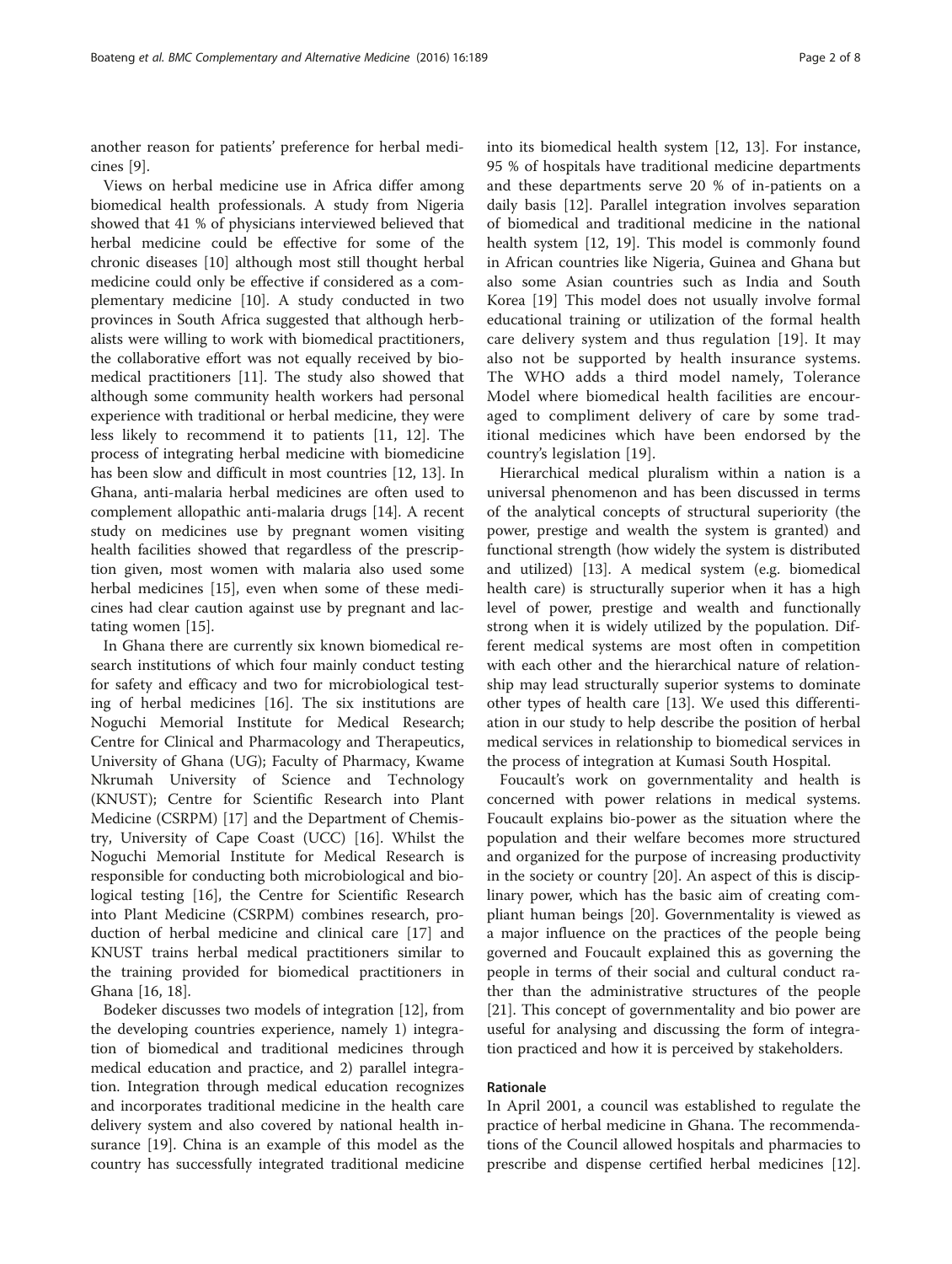another reason for patients' preference for herbal medicines [9].

Views on herbal medicine use in Africa differ among biomedical health professionals. A study from Nigeria showed that 41 % of physicians interviewed believed that herbal medicine could be effective for some of the chronic diseases [10] although most still thought herbal medicine could only be effective if considered as a complementary medicine [10]. A study conducted in two provinces in South Africa suggested that although herbalists were willing to work with biomedical practitioners, the collaborative effort was not equally received by biomedical practitioners [11]. The study also showed that although some community health workers had personal experience with traditional or herbal medicine, they were less likely to recommend it to patients [11, 12]. The process of integrating herbal medicine with biomedicine has been slow and difficult in most countries [12, 13]. In Ghana, anti-malaria herbal medicines are often used to complement allopathic anti-malaria drugs [14]. A recent study on medicines use by pregnant women visiting health facilities showed that regardless of the prescription given, most women with malaria also used some herbal medicines [15], even when some of these medicines had clear caution against use by pregnant and lactating women [15].

In Ghana there are currently six known biomedical research institutions of which four mainly conduct testing for safety and efficacy and two for microbiological testing of herbal medicines [16]. The six institutions are Noguchi Memorial Institute for Medical Research; Centre for Clinical and Pharmacology and Therapeutics, University of Ghana (UG); Faculty of Pharmacy, Kwame Nkrumah University of Science and Technology (KNUST); Centre for Scientific Research into Plant Medicine (CSRPM) [17] and the Department of Chemistry, University of Cape Coast (UCC) [16]. Whilst the Noguchi Memorial Institute for Medical Research is responsible for conducting both microbiological and biological testing [16], the Centre for Scientific Research into Plant Medicine (CSRPM) combines research, production of herbal medicine and clinical care [17] and KNUST trains herbal medical practitioners similar to the training provided for biomedical practitioners in Ghana [16, 18].

Bodeker discusses two models of integration [12], from the developing countries experience, namely 1) integration of biomedical and traditional medicines through medical education and practice, and 2) parallel integration. Integration through medical education recognizes and incorporates traditional medicine in the health care delivery system and also covered by national health insurance [19]. China is an example of this model as the country has successfully integrated traditional medicine into its biomedical health system [12, 13]. For instance, 95 % of hospitals have traditional medicine departments and these departments serve 20 % of in-patients on a daily basis [12]. Parallel integration involves separation of biomedical and traditional medicine in the national health system [12, 19]. This model is commonly found in African countries like Nigeria, Guinea and Ghana but also some Asian countries such as India and South Korea [19] This model does not usually involve formal educational training or utilization of the formal health care delivery system and thus regulation [19]. It may also not be supported by health insurance systems. The WHO adds a third model namely, Tolerance Model where biomedical health facilities are encouraged to compliment delivery of care by some traditional medicines which have been endorsed by the country's legislation [19].

Hierarchical medical pluralism within a nation is a universal phenomenon and has been discussed in terms of the analytical concepts of structural superiority (the power, prestige and wealth the system is granted) and functional strength (how widely the system is distributed and utilized) [13]. A medical system (e.g. biomedical health care) is structurally superior when it has a high level of power, prestige and wealth and functionally strong when it is widely utilized by the population. Different medical systems are most often in competition with each other and the hierarchical nature of relationship may lead structurally superior systems to dominate other types of health care [13]. We used this differentiation in our study to help describe the position of herbal medical services in relationship to biomedical services in the process of integration at Kumasi South Hospital.

Foucault's work on governmentality and health is concerned with power relations in medical systems. Foucault explains bio-power as the situation where the population and their welfare becomes more structured and organized for the purpose of increasing productivity in the society or country [20]. An aspect of this is disciplinary power, which has the basic aim of creating compliant human beings [20]. Governmentality is viewed as a major influence on the practices of the people being governed and Foucault explained this as governing the people in terms of their social and cultural conduct rather than the administrative structures of the people [21]. This concept of governmentality and bio power are useful for analysing and discussing the form of integration practiced and how it is perceived by stakeholders.

## Rationale

In April 2001, a council was established to regulate the practice of herbal medicine in Ghana. The recommendations of the Council allowed hospitals and pharmacies to prescribe and dispense certified herbal medicines [12].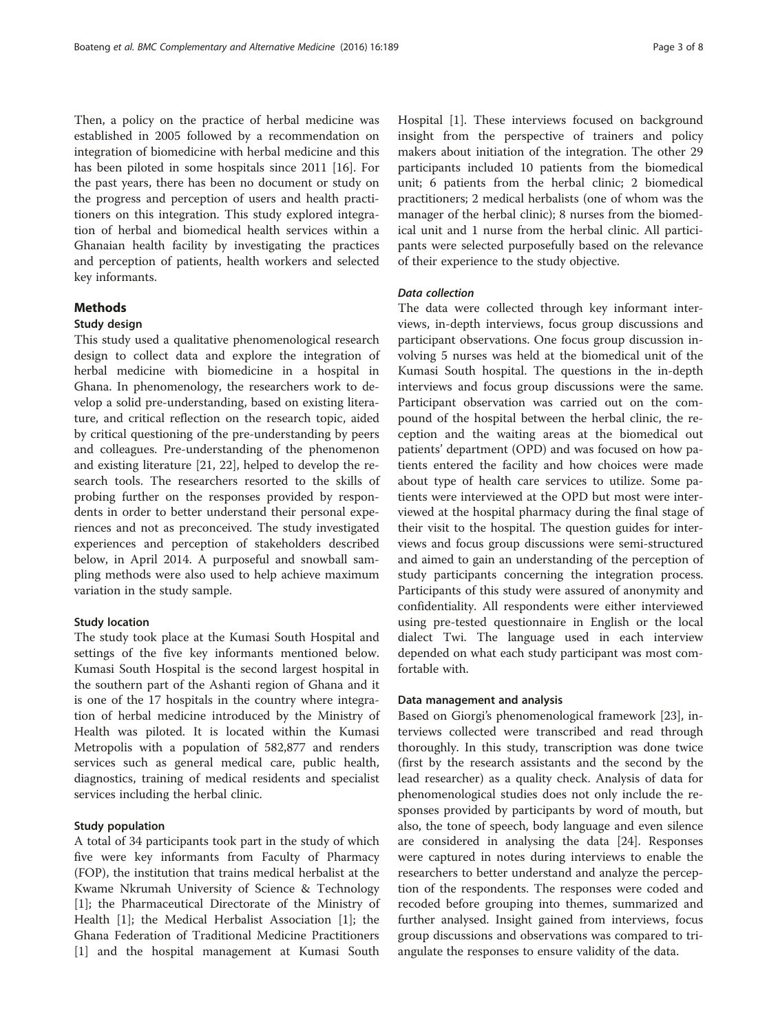Then, a policy on the practice of herbal medicine was established in 2005 followed by a recommendation on integration of biomedicine with herbal medicine and this has been piloted in some hospitals since 2011 [16]. For the past years, there has been no document or study on the progress and perception of users and health practitioners on this integration. This study explored integration of herbal and biomedical health services within a Ghanaian health facility by investigating the practices and perception of patients, health workers and selected key informants.

## Methods

### Study design

This study used a qualitative phenomenological research design to collect data and explore the integration of herbal medicine with biomedicine in a hospital in Ghana. In phenomenology, the researchers work to develop a solid pre-understanding, based on existing literature, and critical reflection on the research topic, aided by critical questioning of the pre-understanding by peers and colleagues. Pre-understanding of the phenomenon and existing literature [21, 22], helped to develop the research tools. The researchers resorted to the skills of probing further on the responses provided by respondents in order to better understand their personal experiences and not as preconceived. The study investigated experiences and perception of stakeholders described below, in April 2014. A purposeful and snowball sampling methods were also used to help achieve maximum variation in the study sample.

#### Study location

The study took place at the Kumasi South Hospital and settings of the five key informants mentioned below. Kumasi South Hospital is the second largest hospital in the southern part of the Ashanti region of Ghana and it is one of the 17 hospitals in the country where integration of herbal medicine introduced by the Ministry of Health was piloted. It is located within the Kumasi Metropolis with a population of 582,877 and renders services such as general medical care, public health, diagnostics, training of medical residents and specialist services including the herbal clinic.

#### Study population

A total of 34 participants took part in the study of which five were key informants from Faculty of Pharmacy (FOP), the institution that trains medical herbalist at the Kwame Nkrumah University of Science & Technology [1]; the Pharmaceutical Directorate of the Ministry of Health [1]; the Medical Herbalist Association [1]; the Ghana Federation of Traditional Medicine Practitioners [1] and the hospital management at Kumasi South Hospital [1]. These interviews focused on background insight from the perspective of trainers and policy makers about initiation of the integration. The other 29 participants included 10 patients from the biomedical unit; 6 patients from the herbal clinic; 2 biomedical practitioners; 2 medical herbalists (one of whom was the manager of the herbal clinic); 8 nurses from the biomedical unit and 1 nurse from the herbal clinic. All participants were selected purposefully based on the relevance of their experience to the study objective.

#### *Data collection*

The data were collected through key informant interviews, in-depth interviews, focus group discussions and participant observations. One focus group discussion involving 5 nurses was held at the biomedical unit of the Kumasi South hospital. The questions in the in-depth interviews and focus group discussions were the same. Participant observation was carried out on the compound of the hospital between the herbal clinic, the reception and the waiting areas at the biomedical out patients' department (OPD) and was focused on how patients entered the facility and how choices were made about type of health care services to utilize. Some patients were interviewed at the OPD but most were interviewed at the hospital pharmacy during the final stage of their visit to the hospital. The question guides for interviews and focus group discussions were semi-structured and aimed to gain an understanding of the perception of study participants concerning the integration process. Participants of this study were assured of anonymity and confidentiality. All respondents were either interviewed using pre-tested questionnaire in English or the local dialect Twi. The language used in each interview depended on what each study participant was most comfortable with.

#### Data management and analysis

Based on Giorgi's phenomenological framework [23], interviews collected were transcribed and read through thoroughly. In this study, transcription was done twice (first by the research assistants and the second by the lead researcher) as a quality check. Analysis of data for phenomenological studies does not only include the responses provided by participants by word of mouth, but also, the tone of speech, body language and even silence are considered in analysing the data [24]. Responses were captured in notes during interviews to enable the researchers to better understand and analyze the perception of the respondents. The responses were coded and recoded before grouping into themes, summarized and further analysed. Insight gained from interviews, focus group discussions and observations was compared to triangulate the responses to ensure validity of the data.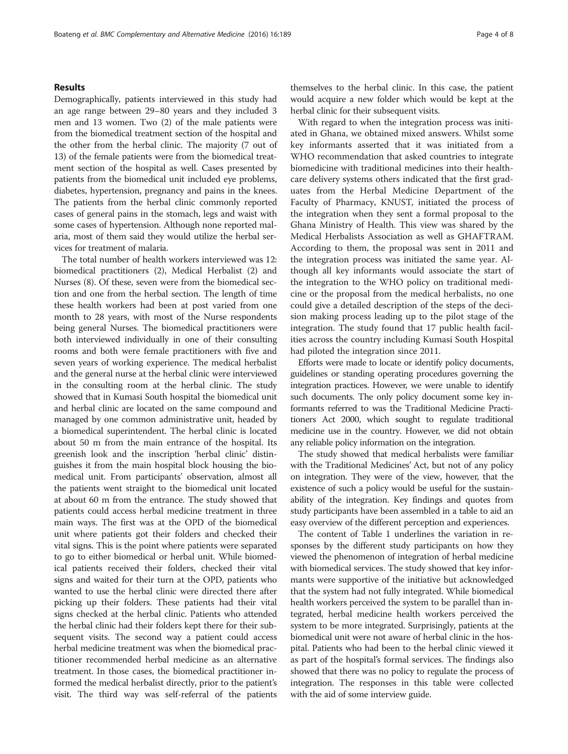## Results

Demographically, patients interviewed in this study had an age range between 29–80 years and they included 3 men and 13 women. Two (2) of the male patients were from the biomedical treatment section of the hospital and the other from the herbal clinic. The majority (7 out of 13) of the female patients were from the biomedical treatment section of the hospital as well. Cases presented by patients from the biomedical unit included eye problems, diabetes, hypertension, pregnancy and pains in the knees. The patients from the herbal clinic commonly reported cases of general pains in the stomach, legs and waist with some cases of hypertension. Although none reported malaria, most of them said they would utilize the herbal services for treatment of malaria.

The total number of health workers interviewed was 12: biomedical practitioners (2), Medical Herbalist (2) and Nurses (8). Of these, seven were from the biomedical section and one from the herbal section. The length of time these health workers had been at post varied from one month to 28 years, with most of the Nurse respondents being general Nurses. The biomedical practitioners were both interviewed individually in one of their consulting rooms and both were female practitioners with five and seven years of working experience. The medical herbalist and the general nurse at the herbal clinic were interviewed in the consulting room at the herbal clinic. The study showed that in Kumasi South hospital the biomedical unit and herbal clinic are located on the same compound and managed by one common administrative unit, headed by a biomedical superintendent. The herbal clinic is located about 50 m from the main entrance of the hospital. Its greenish look and the inscription 'herbal clinic' distinguishes it from the main hospital block housing the biomedical unit. From participants' observation, almost all the patients went straight to the biomedical unit located at about 60 m from the entrance. The study showed that patients could access herbal medicine treatment in three main ways. The first was at the OPD of the biomedical unit where patients got their folders and checked their vital signs. This is the point where patients were separated to go to either biomedical or herbal unit. While biomedical patients received their folders, checked their vital signs and waited for their turn at the OPD, patients who wanted to use the herbal clinic were directed there after picking up their folders. These patients had their vital signs checked at the herbal clinic. Patients who attended the herbal clinic had their folders kept there for their subsequent visits. The second way a patient could access herbal medicine treatment was when the biomedical practitioner recommended herbal medicine as an alternative treatment. In those cases, the biomedical practitioner informed the medical herbalist directly, prior to the patient's visit. The third way was self-referral of the patients themselves to the herbal clinic. In this case, the patient would acquire a new folder which would be kept at the herbal clinic for their subsequent visits.

With regard to when the integration process was initiated in Ghana, we obtained mixed answers. Whilst some key informants asserted that it was initiated from a WHO recommendation that asked countries to integrate biomedicine with traditional medicines into their healthcare delivery systems others indicated that the first graduates from the Herbal Medicine Department of the Faculty of Pharmacy, KNUST, initiated the process of the integration when they sent a formal proposal to the Ghana Ministry of Health. This view was shared by the Medical Herbalists Association as well as GHAFTRAM. According to them, the proposal was sent in 2011 and the integration process was initiated the same year. Although all key informants would associate the start of the integration to the WHO policy on traditional medicine or the proposal from the medical herbalists, no one could give a detailed description of the steps of the decision making process leading up to the pilot stage of the integration. The study found that 17 public health facilities across the country including Kumasi South Hospital had piloted the integration since 2011.

Efforts were made to locate or identify policy documents, guidelines or standing operating procedures governing the integration practices. However, we were unable to identify such documents. The only policy document some key informants referred to was the Traditional Medicine Practitioners Act 2000, which sought to regulate traditional medicine use in the country. However, we did not obtain any reliable policy information on the integration.

The study showed that medical herbalists were familiar with the Traditional Medicines' Act, but not of any policy on integration. They were of the view, however, that the existence of such a policy would be useful for the sustainability of the integration. Key findings and quotes from study participants have been assembled in a table to aid an easy overview of the different perception and experiences.

The content of Table 1 underlines the variation in responses by the different study participants on how they viewed the phenomenon of integration of herbal medicine with biomedical services. The study showed that key informants were supportive of the initiative but acknowledged that the system had not fully integrated. While biomedical health workers perceived the system to be parallel than integrated, herbal medicine health workers perceived the system to be more integrated. Surprisingly, patients at the biomedical unit were not aware of herbal clinic in the hospital. Patients who had been to the herbal clinic viewed it as part of the hospital's formal services. The findings also showed that there was no policy to regulate the process of integration. The responses in this table were collected with the aid of some interview guide.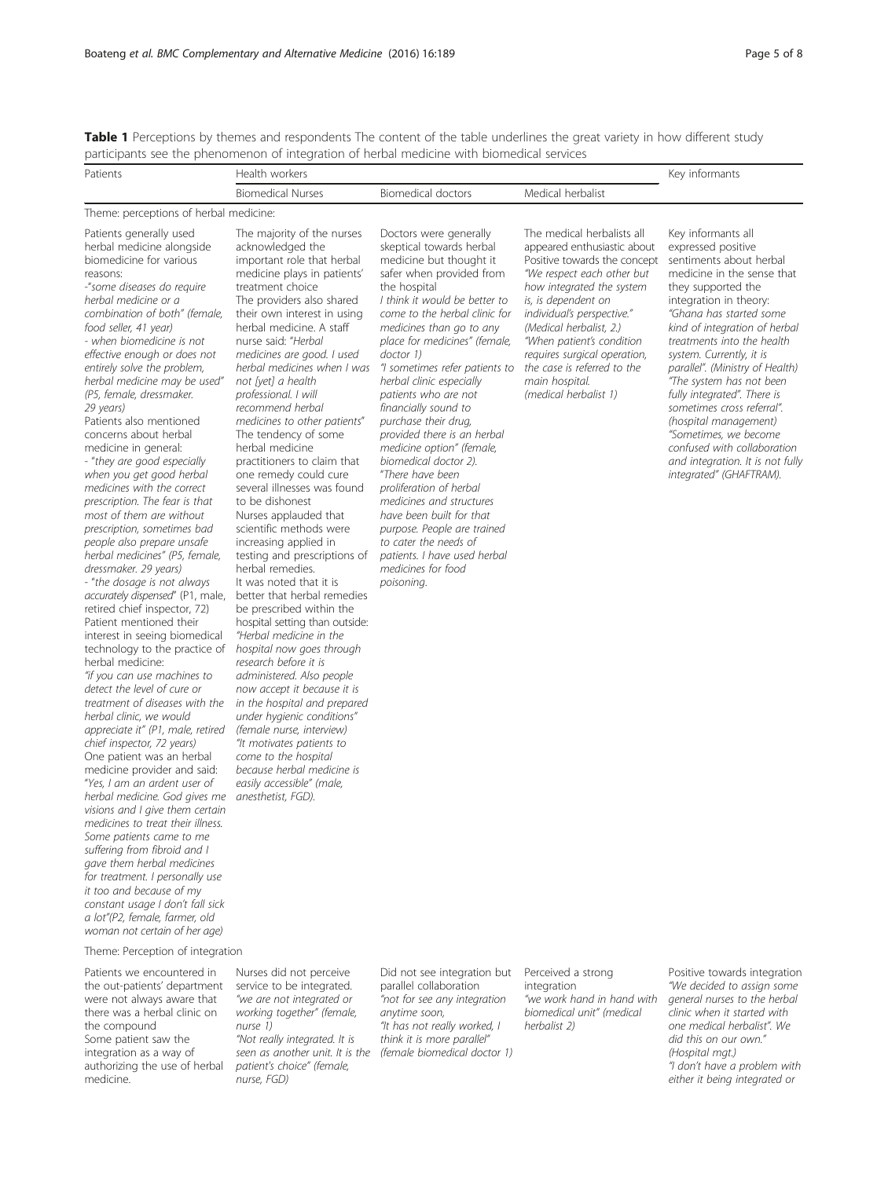**Table 1** Perceptions by themes and respondents The content of the table underlines the great variety in how different study participants see the phenomenon of integration of herbal medicine with biomedical services

| Patients | Health workers | | | Key informants |
|---|---|---|---|---|
| | Biomedical Nurses | Biomedical doctors | Medical herbalist | |
| **Theme: perceptions of herbal medicine:** | | | | |
| Patients generally used herbal medicine alongside biomedicine for various reasons: -*"some diseases do require herbal medicine or a combination of both" (female, food seller, 41 year)* - *when biomedicine is not effective enough or does not entirely solve the problem, herbal medicine may be used" (P5, female, dressmaker. 29 years)* Patients also mentioned concerns about herbal medicine in general: - "*they are good especially when you get good herbal medicines with the correct prescription. The fear is that most of them are without prescription, sometimes bad people also prepare unsafe herbal medicines" (P5, female, dressmaker. 29 years)* - "*the dosage is not always accurately dispensed*" (P1, male, retired chief inspector, 72) Patient mentioned their interest in seeing biomedical technology to the practice of herbal medicine: *"if you can use machines to detect the level of cure or treatment of diseases with the herbal clinic, we would appreciate it" (P1, male, retired chief inspector, 72 years)* One patient was an herbal medicine provider and said: *"Yes, I am an ardent user of herbal medicine. God gives me visions and I give them certain medicines to treat their illness. Some patients came to me suffering from fibroid and I gave them herbal medicines for treatment. I personally use it too and because of my constant usage I don't fall sick a lot"(P2, female, farmer, old woman not certain of her age)* | The majority of the nurses acknowledged the important role that herbal medicine plays in patients' treatment choice The providers also shared their own interest in using herbal medicine. A staff nurse said: "*Herbal medicines are good. I used herbal medicines when I was not [yet] a health professional. I will recommend herbal medicines to other patients*" The tendency of some herbal medicine practitioners to claim that one remedy could cure several illnesses was found to be dishonest Nurses applauded that scientific methods were increasing applied in testing and prescriptions of herbal remedies. It was noted that it is better that herbal remedies be prescribed within the hospital setting than outside: *"Herbal medicine in the hospital now goes through research before it is administered. Also people now accept it because it is in the hospital and prepared under hygienic conditions" (female nurse, interview) "It motivates patients to come to the hospital because herbal medicine is easily accessible" (male, anesthetist, FGD).* | Doctors were generally skeptical towards herbal medicine but thought it safer when provided from the hospital *I think it would be better to come to the herbal clinic for medicines than go to any place for medicines" (female, doctor 1) "I sometimes refer patients to herbal clinic especially patients who are not financially sound to purchase their drug, provided there is an herbal medicine option" (female, biomedical doctor 2).* "*There have been proliferation of herbal medicines and structures have been built for that purpose. People are trained to cater the needs of patients. I have used herbal medicines for food poisoning.* | The medical herbalists all appeared enthusiastic about Positive towards the concept *"We respect each other but how integrated the system is, is dependent on individual's perspective." (Medical herbalist, 2.) "When patient's condition requires surgical operation, the case is referred to the main hospital. (medical herbalist 1)* | Key informants all expressed positive sentiments about herbal medicine in the sense that they supported the integration in theory: *"Ghana has started some kind of integration of herbal treatments into the health system. Currently, it is parallel". (Ministry of Health) "The system has not been fully integrated". There is sometimes cross referral". (hospital management) "Sometimes, we become confused with collaboration and integration. It is not fully integrated" (GHAFTRAM).* |
| **Theme: Perception of integration** | | | | |
| Patients we encountered in the out-patients' department were not always aware that there was a herbal clinic on the compound Some patient saw the integration as a way of authorizing the use of herbal medicine. | Nurses did not perceive service to be integrated. *"we are not integrated or working together" (female, nurse 1) "Not really integrated. It is seen as another unit. It is the patient's choice" (female, nurse, FGD)* | Did not see integration but parallel collaboration *"not for see any integration anytime soon, "It has not really worked, I think it is more parallel" (female biomedical doctor 1)* | Perceived a strong integration *"we work hand in hand with biomedical unit" (medical herbalist 2)* | Positive towards integration *"We decided to assign some general nurses to the herbal clinic when it started with one medical herbalist". We did this on our own." (Hospital mgt.) "I don't have a problem with either it being integrated or* |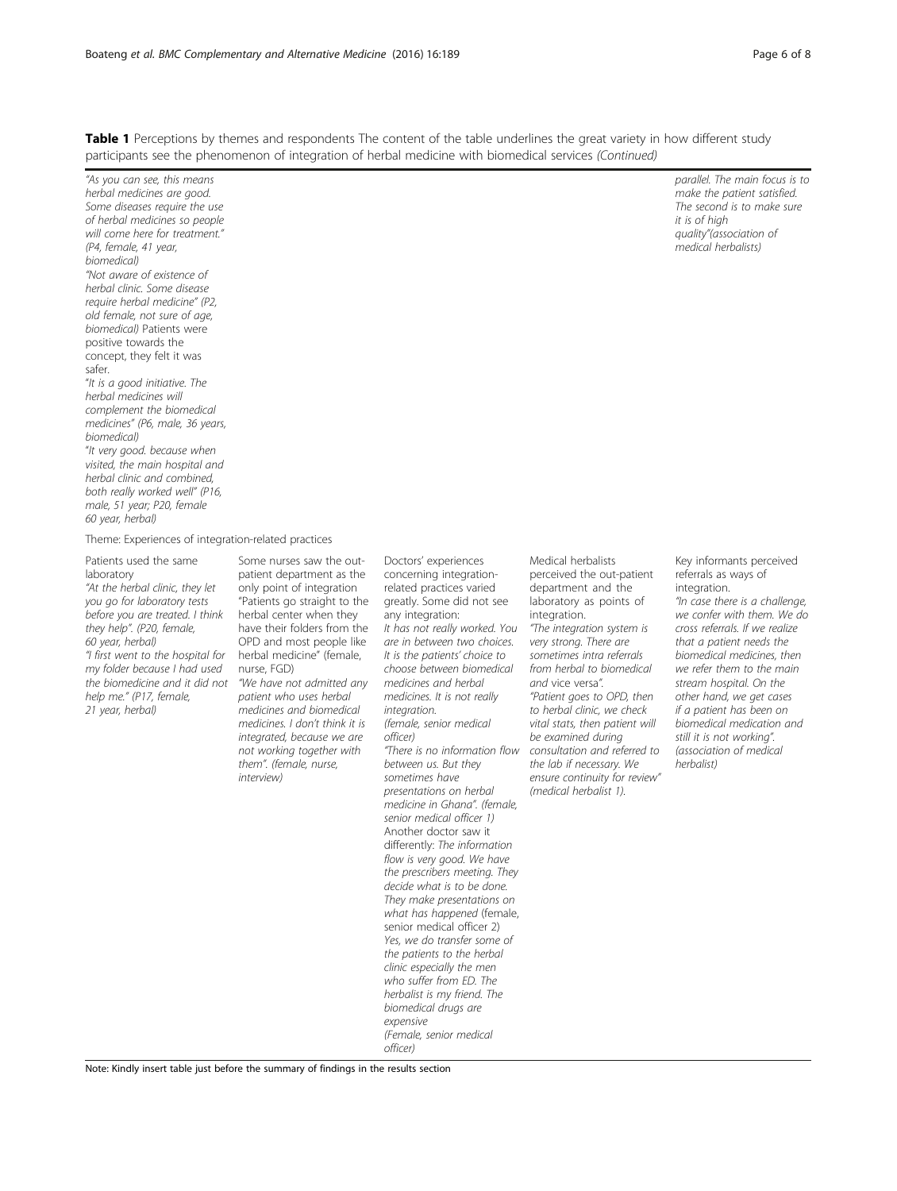**Table 1** Perceptions by themes and respondents The content of the table underlines the great variety in how different study participants see the phenomenon of integration of herbal medicine with biomedical services *(Continued)*

| | | | | |
|---|---|---|---|---|
| *"As you can see, this means herbal medicines are good. Some diseases require the use of herbal medicines so people will come here for treatment." (P4, female, 41 year, biomedical)* *"Not aware of existence of herbal clinic. Some disease require herbal medicine" (P2, old female, not sure of age, biomedical)* Patients were positive towards the concept, they felt it was safer. *"It is a good initiative. The herbal medicines will complement the biomedical medicines" (P6, male, 36 years, biomedical)* *"It very good. because when visited, the main hospital and herbal clinic and combined, both really worked well" (P16, male, 51 year; P20, female 60 year, herbal)* | | | | *parallel. The main focus is to make the patient satisfied. The second is to make sure it is of high quality"(association of medical herbalists)* |
| Theme: Experiences of integration-related practices | | | | |
| Patients used the same laboratory *"At the herbal clinic, they let you go for laboratory tests before you are treated. I think they help". (P20, female, 60 year, herbal)* *"I first went to the hospital for my folder because I had used the biomedicine and it did not help me." (P17, female, 21 year, herbal)* | Some nurses saw the out-patient department as the only point of integration "Patients go straight to the herbal center when they have their folders from the OPD and most people like herbal medicine" (female, nurse, FGD) *"We have not admitted any patient who uses herbal medicines and biomedical medicines. I don't think it is integrated, because we are not working together with them". (female, nurse, interview)* | Doctors' experiences concerning integration-related practices varied greatly. Some did not see any integration: *It has not really worked. You are in between two choices. It is the patients' choice to choose between biomedical medicines and herbal medicines. It is not really integration. (female, senior medical officer)* *"There is no information flow between us. But they sometimes have presentations on herbal medicine in Ghana". (female, senior medical officer 1)* Another doctor saw it differently: *The information flow is very good. We have the prescribers meeting. They decide what is to be done. They make presentations on what has happened* (female, senior medical officer 2) *Yes, we do transfer some of the patients to the herbal clinic especially the men who suffer from ED. The herbalist is my friend. The biomedical drugs are expensive (Female, senior medical officer)* | Medical herbalists perceived the out-patient department and the laboratory as points of integration. *"The integration system is very strong. There are sometimes intra referrals from herbal to biomedical and vice versa". "Patient goes to OPD, then to herbal clinic, we check vital stats, then patient will be examined during consultation and referred to the lab if necessary. We ensure continuity for review" (medical herbalist 1).* | Key informants perceived referrals as ways of integration. *"In case there is a challenge, we confer with them. We do cross referrals. If we realize that a patient needs the biomedical medicines, then we refer them to the main stream hospital. On the other hand, we get cases if a patient has been on biomedical medication and still it is not working". (association of medical herbalist)* |

Note: Kindly insert table just before the summary of findings in the results section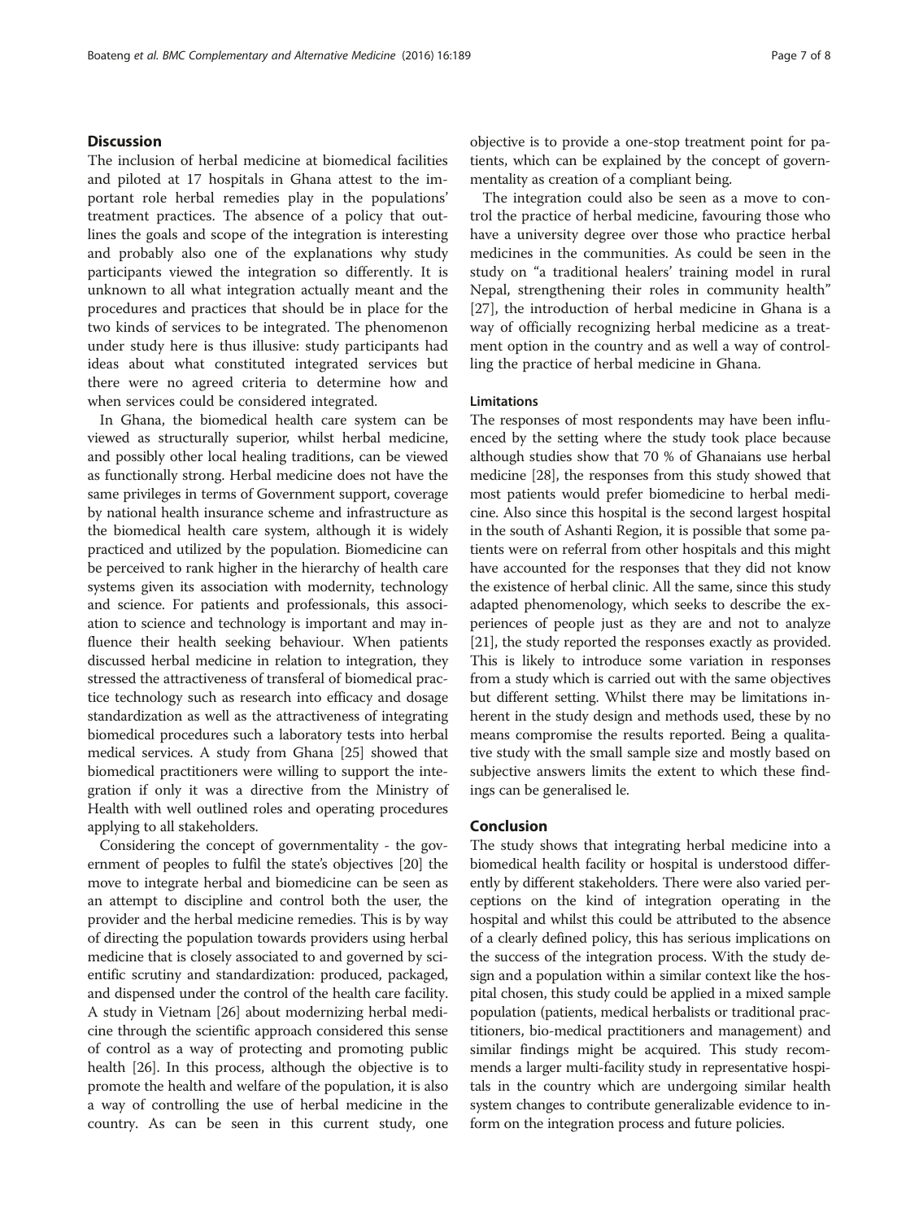## Discussion

The inclusion of herbal medicine at biomedical facilities and piloted at 17 hospitals in Ghana attest to the important role herbal remedies play in the populations' treatment practices. The absence of a policy that outlines the goals and scope of the integration is interesting and probably also one of the explanations why study participants viewed the integration so differently. It is unknown to all what integration actually meant and the procedures and practices that should be in place for the two kinds of services to be integrated. The phenomenon under study here is thus illusive: study participants had ideas about what constituted integrated services but there were no agreed criteria to determine how and when services could be considered integrated.

In Ghana, the biomedical health care system can be viewed as structurally superior, whilst herbal medicine, and possibly other local healing traditions, can be viewed as functionally strong. Herbal medicine does not have the same privileges in terms of Government support, coverage by national health insurance scheme and infrastructure as the biomedical health care system, although it is widely practiced and utilized by the population. Biomedicine can be perceived to rank higher in the hierarchy of health care systems given its association with modernity, technology and science. For patients and professionals, this association to science and technology is important and may influence their health seeking behaviour. When patients discussed herbal medicine in relation to integration, they stressed the attractiveness of transferal of biomedical practice technology such as research into efficacy and dosage standardization as well as the attractiveness of integrating biomedical procedures such a laboratory tests into herbal medical services. A study from Ghana [25] showed that biomedical practitioners were willing to support the integration if only it was a directive from the Ministry of Health with well outlined roles and operating procedures applying to all stakeholders.

Considering the concept of governmentality - the government of peoples to fulfil the state's objectives [20] the move to integrate herbal and biomedicine can be seen as an attempt to discipline and control both the user, the provider and the herbal medicine remedies. This is by way of directing the population towards providers using herbal medicine that is closely associated to and governed by scientific scrutiny and standardization: produced, packaged, and dispensed under the control of the health care facility. A study in Vietnam [26] about modernizing herbal medicine through the scientific approach considered this sense of control as a way of protecting and promoting public health [26]. In this process, although the objective is to promote the health and welfare of the population, it is also a way of controlling the use of herbal medicine in the country. As can be seen in this current study, one objective is to provide a one-stop treatment point for patients, which can be explained by the concept of governmentality as creation of a compliant being.

The integration could also be seen as a move to control the practice of herbal medicine, favouring those who have a university degree over those who practice herbal medicines in the communities. As could be seen in the study on "a traditional healers' training model in rural Nepal, strengthening their roles in community health" [27], the introduction of herbal medicine in Ghana is a way of officially recognizing herbal medicine as a treatment option in the country and as well a way of controlling the practice of herbal medicine in Ghana.

### Limitations

The responses of most respondents may have been influenced by the setting where the study took place because although studies show that 70 % of Ghanaians use herbal medicine [28], the responses from this study showed that most patients would prefer biomedicine to herbal medicine. Also since this hospital is the second largest hospital in the south of Ashanti Region, it is possible that some patients were on referral from other hospitals and this might have accounted for the responses that they did not know the existence of herbal clinic. All the same, since this study adapted phenomenology, which seeks to describe the experiences of people just as they are and not to analyze [21], the study reported the responses exactly as provided. This is likely to introduce some variation in responses from a study which is carried out with the same objectives but different setting. Whilst there may be limitations inherent in the study design and methods used, these by no means compromise the results reported. Being a qualitative study with the small sample size and mostly based on subjective answers limits the extent to which these findings can be generalised le.

## Conclusion

The study shows that integrating herbal medicine into a biomedical health facility or hospital is understood differently by different stakeholders. There were also varied perceptions on the kind of integration operating in the hospital and whilst this could be attributed to the absence of a clearly defined policy, this has serious implications on the success of the integration process. With the study design and a population within a similar context like the hospital chosen, this study could be applied in a mixed sample population (patients, medical herbalists or traditional practitioners, bio-medical practitioners and management) and similar findings might be acquired. This study recommends a larger multi-facility study in representative hospitals in the country which are undergoing similar health system changes to contribute generalizable evidence to inform on the integration process and future policies.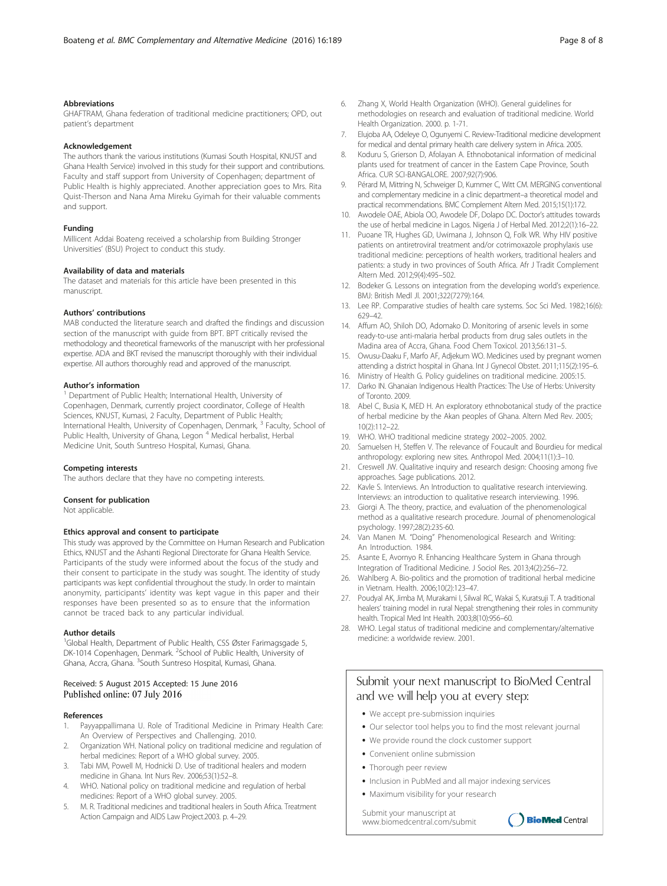### Abbreviations

GHAFTRAM, Ghana federation of traditional medicine practitioners; OPD, out patient's department

### Acknowledgement

The authors thank the various institutions (Kumasi South Hospital, KNUST and Ghana Health Service) involved in this study for their support and contributions. Faculty and staff support from University of Copenhagen; department of Public Health is highly appreciated. Another appreciation goes to Mrs. Rita Quist-Therson and Nana Ama Mireku Gyimah for their valuable comments and support.

### Funding

Millicent Addai Boateng received a scholarship from Building Stronger Universities' (BSU) Project to conduct this study.

### Availability of data and materials

The dataset and materials for this article have been presented in this manuscript.

### Authors' contributions

MAB conducted the literature search and drafted the findings and discussion section of the manuscript with guide from BPT. BPT critically revised the methodology and theoretical frameworks of the manuscript with her professional expertise. ADA and BKT revised the manuscript thoroughly with their individual expertise. All authors thoroughly read and approved of the manuscript.

### Author's information

[1] Department of Public Health; International Health, University of Copenhagen, Denmark, currently project coordinator, College of Health Sciences, KNUST, Kumasi, 2 Faculty, Department of Public Health; International Health, University of Copenhagen, Denmark, [3] Faculty, School of Public Health, University of Ghana, Legon [4] Medical herbalist, Herbal Medicine Unit, South Suntreso Hospital, Kumasi, Ghana.

### Competing interests

The authors declare that they have no competing interests.

### Consent for publication

Not applicable.

### Ethics approval and consent to participate

This study was approved by the Committee on Human Research and Publication Ethics, KNUST and the Ashanti Regional Directorate for Ghana Health Service. Participants of the study were informed about the focus of the study and their consent to participate in the study was sought. The identity of study participants was kept confidential throughout the study. In order to maintain anonymity, participants' identity was kept vague in this paper and their responses have been presented so as to ensure that the information cannot be traced back to any particular individual.

### Author details

[1]Global Health, Department of Public Health, CSS Øster Farimagsgade 5, DK-1014 Copenhagen, Denmark. [2]School of Public Health, University of Ghana, Accra, Ghana. [3]South Suntreso Hospital, Kumasi, Ghana.

Received: 5 August 2015 Accepted: 15 June 2016
Published online: 07 July 2016

### References

1. Payyappallimana U. Role of Traditional Medicine in Primary Health Care: An Overview of Perspectives and Challenging. 2010.
2. Organization WH. National policy on traditional medicine and regulation of herbal medicines: Report of a WHO global survey. 2005.
3. Tabi MM, Powell M, Hodnicki D. Use of traditional healers and modern medicine in Ghana. Int Nurs Rev. 2006;53(1):52–8.
4. WHO. National policy on traditional medicine and regulation of herbal medicines: Report of a WHO global survey. 2005.
5. M. R. Traditional medicines and traditional healers in South Africa. Treatment Action Campaign and AIDS Law Project.2003. p. 4–29.
6. Zhang X, World Health Organization (WHO). General guidelines for methodologies on research and evaluation of traditional medicine. World Health Organization. 2000. p. 1-71.
7. Elujoba AA, Odeleye O, Ogunyemi C. Review-Traditional medicine development for medical and dental primary health care delivery system in Africa. 2005.
8. Koduru S, Grierson D, Afolayan A. Ethnobotanical information of medicinal plants used for treatment of cancer in the Eastern Cape Province, South Africa. CUR SCI-BANGALORE. 2007;92(7):906.
9. Pérard M, Mittring N, Schweiger D, Kummer C, Witt CM. MERGING conventional and complementary medicine in a clinic department–a theoretical model and practical recommendations. BMC Complement Altern Med. 2015;15(1):172.
10. Awodele OAE, Abiola OO, Awodele DF, Dolapo DC. Doctor's attitudes towards the use of herbal medicine in Lagos. Nigeria J of Herbal Med. 2012;2(1):16–22.
11. Puoane TR, Hughes GD, Uwimana J, Johnson Q, Folk WR. Why HIV positive patients on antiretroviral treatment and/or cotrimoxazole prophylaxis use traditional medicine: perceptions of health workers, traditional healers and patients: a study in two provinces of South Africa. Afr J Tradit Complement Altern Med. 2012;9(4):495–502.
12. Bodeker G. Lessons on integration from the developing world's experience. BMJ: British Medl Jl. 2001;322(7279):164.
13. Lee RP. Comparative studies of health care systems. Soc Sci Med. 1982;16(6): 629–42.
14. Affum AO, Shiloh DO, Adomako D. Monitoring of arsenic levels in some ready-to-use anti-malaria herbal products from drug sales outlets in the Madina area of Accra, Ghana. Food Chem Toxicol. 2013;56:131–5.
15. Owusu-Daaku F, Marfo AF, Adjekum WO. Medicines used by pregnant women attending a district hospital in Ghana. Int J Gynecol Obstet. 2011;115(2):195–6.
16. Ministry of Health G. Policy guidelines on traditional medicine. 2005:15.
17. Darko IN. Ghanaian Indigenous Health Practices: The Use of Herbs: University of Toronto. 2009.
18. Abel C, Busia K, MED H. An exploratory ethnobotanical study of the practice of herbal medicine by the Akan peoples of Ghana. Altern Med Rev. 2005; 10(2):112–22.
19. WHO. WHO traditional medicine strategy 2002–2005. 2002.
20. Samuelsen H, Steffen V. The relevance of Foucault and Bourdieu for medical anthropology: exploring new sites. Anthropol Med. 2004;11(1):3–10.
21. Creswell JW. Qualitative inquiry and research design: Choosing among five approaches. Sage publications. 2012.
22. Kavle S. Interviews. An Introduction to qualitative research interviewing. Interviews: an introduction to qualitative research interviewing. 1996.
23. Giorgi A. The theory, practice, and evaluation of the phenomenological method as a qualitative research procedure. Journal of phenomenological psychology. 1997;28(2):235-60.
24. Van Manen M. "Doing" Phenomenological Research and Writing: An Introduction. 1984.
25. Asante E, Avornyo R. Enhancing Healthcare System in Ghana through Integration of Traditional Medicine. J Sociol Res. 2013;4(2):256–72.
26. Wahlberg A. Bio-politics and the promotion of traditional herbal medicine in Vietnam. Health. 2006;10(2):123–47.
27. Poudyal AK, Jimba M, Murakami I, Silwal RC, Wakai S, Kuratsuji T. A traditional healers' training model in rural Nepal: strengthening their roles in community health. Tropical Med Int Health. 2003;8(10):956–60.
28. WHO. Legal status of traditional medicine and complementary/alternative medicine: a worldwide review. 2001.

Submit your next manuscript to BioMed Central and we will help you at every step:

- We accept pre-submission inquiries
- Our selector tool helps you to find the most relevant journal
- We provide round the clock customer support
- Convenient online submission
- Thorough peer review
- Inclusion in PubMed and all major indexing services
- Maximum visibility for your research

Submit your manuscript at www.biomedcentral.com/submit

BioMed Central